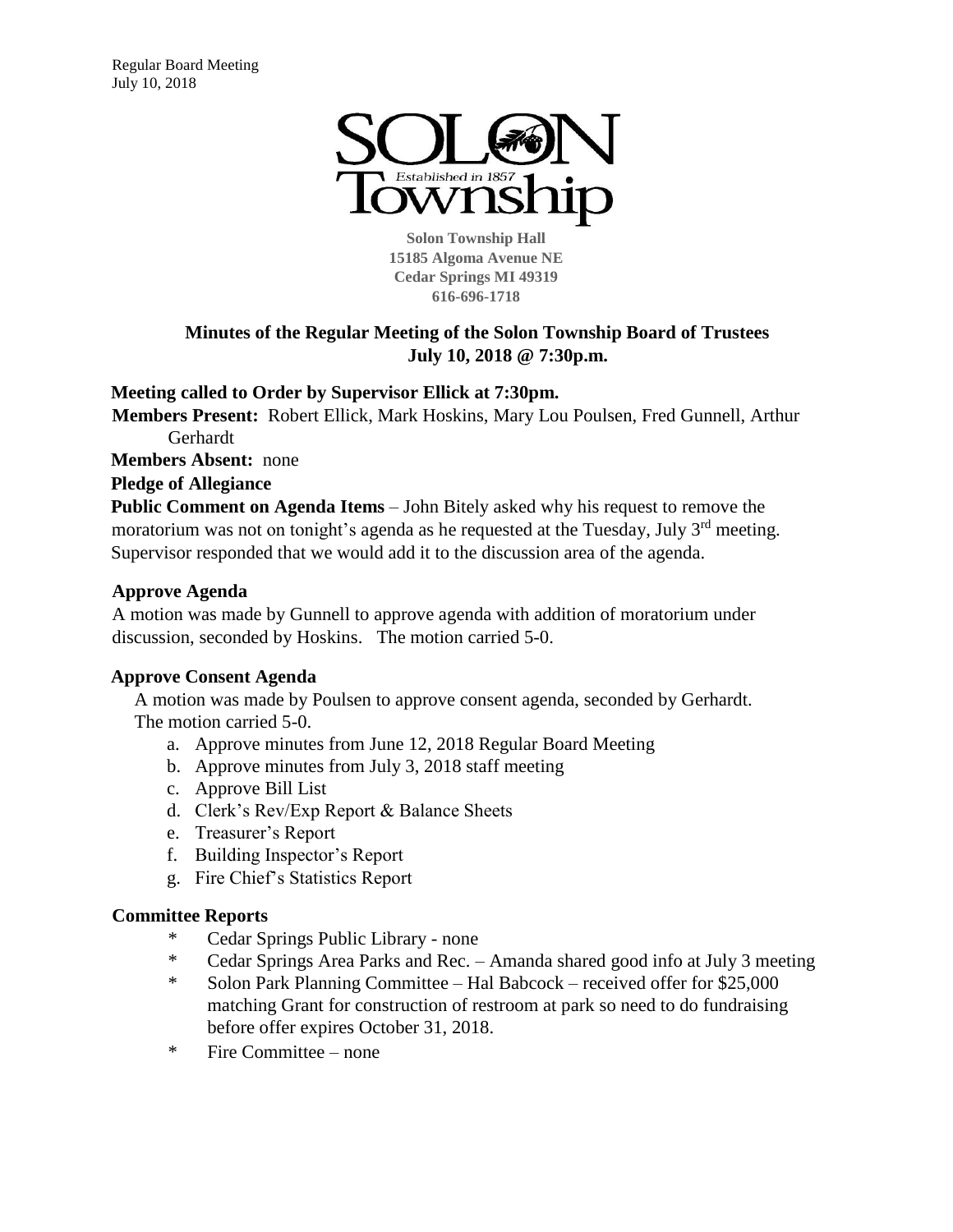# SOLON Township
Established in 1857

**Solon Township Hall**
**15185 Algoma Avenue NE**
**Cedar Springs MI 49319**
**616-696-1718**

## Minutes of the Regular Meeting of the Solon Township Board of Trustees
## July 10, 2018 @ 7:30p.m.

**Meeting called to Order by Supervisor Ellick at 7:30pm.**

**Members Present:** Robert Ellick, Mark Hoskins, Mary Lou Poulsen, Fred Gunnell, Arthur Gerhardt

**Members Absent:** none

**Pledge of Allegiance**

**Public Comment on Agenda Items** – John Bitely asked why his request to remove the moratorium was not on tonight's agenda as he requested at the Tuesday, July 3rd meeting. Supervisor responded that we would add it to the discussion area of the agenda.

### Approve Agenda

A motion was made by Gunnell to approve agenda with addition of moratorium under discussion, seconded by Hoskins. The motion carried 5-0.

### Approve Consent Agenda

A motion was made by Poulsen to approve consent agenda, seconded by Gerhardt. The motion carried 5-0.

a. Approve minutes from June 12, 2018 Regular Board Meeting
b. Approve minutes from July 3, 2018 staff meeting
c. Approve Bill List
d. Clerk's Rev/Exp Report & Balance Sheets
e. Treasurer's Report
f. Building Inspector's Report
g. Fire Chief's Statistics Report

### Committee Reports

- Cedar Springs Public Library - none
- Cedar Springs Area Parks and Rec. – Amanda shared good info at July 3 meeting
- Solon Park Planning Committee – Hal Babcock – received offer for $25,000 matching Grant for construction of restroom at park so need to do fundraising before offer expires October 31, 2018.
- Fire Committee – none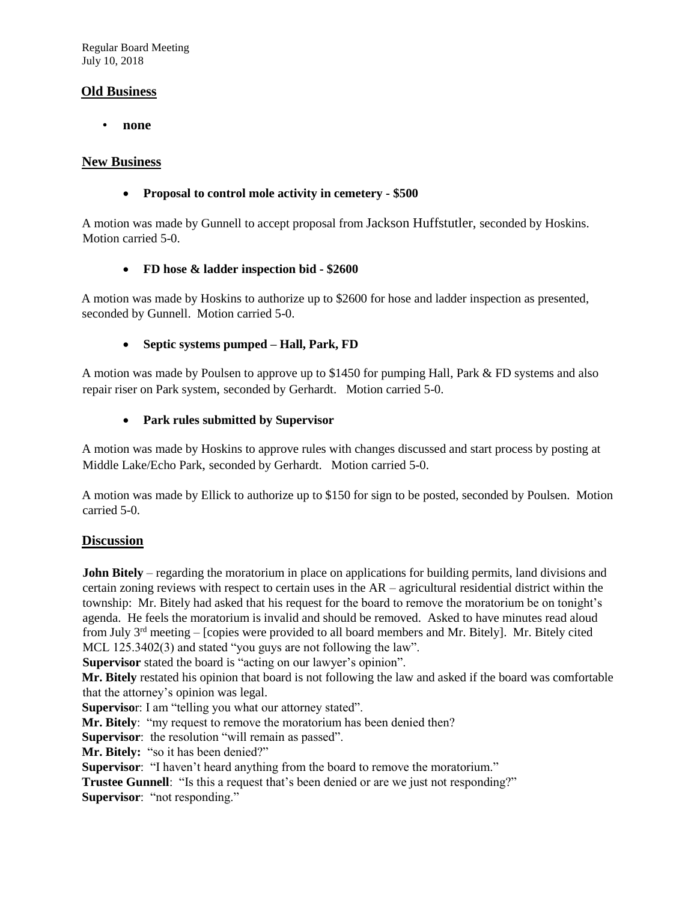## Old Business

- **none**

## New Business

- **Proposal to control mole activity in cemetery - $500**

A motion was made by Gunnell to accept proposal from Jackson Huffstutler, seconded by Hoskins. Motion carried 5-0.

- **FD hose & ladder inspection bid - $2600**

A motion was made by Hoskins to authorize up to $2600 for hose and ladder inspection as presented, seconded by Gunnell. Motion carried 5-0.

- **Septic systems pumped – Hall, Park, FD**

A motion was made by Poulsen to approve up to $1450 for pumping Hall, Park & FD systems and also repair riser on Park system, seconded by Gerhardt. Motion carried 5-0.

- **Park rules submitted by Supervisor**

A motion was made by Hoskins to approve rules with changes discussed and start process by posting at Middle Lake/Echo Park, seconded by Gerhardt. Motion carried 5-0.

A motion was made by Ellick to authorize up to $150 for sign to be posted, seconded by Poulsen. Motion carried 5-0.

## Discussion

**John Bitely** – regarding the moratorium in place on applications for building permits, land divisions and certain zoning reviews with respect to certain uses in the AR – agricultural residential district within the township: Mr. Bitely had asked that his request for the board to remove the moratorium be on tonight's agenda. He feels the moratorium is invalid and should be removed. Asked to have minutes read aloud from July 3rd meeting – [copies were provided to all board members and Mr. Bitely]. Mr. Bitely cited MCL 125.3402(3) and stated "you guys are not following the law".

**Supervisor** stated the board is "acting on our lawyer's opinion".

**Mr. Bitely** restated his opinion that board is not following the law and asked if the board was comfortable that the attorney's opinion was legal.

**Supervisor**: I am "telling you what our attorney stated".

**Mr. Bitely**: "my request to remove the moratorium has been denied then?

**Supervisor**: the resolution "will remain as passed".

**Mr. Bitely:** "so it has been denied?"

**Supervisor**: "I haven't heard anything from the board to remove the moratorium."

**Trustee Gunnell**: "Is this a request that's been denied or are we just not responding?"

**Supervisor**: "not responding."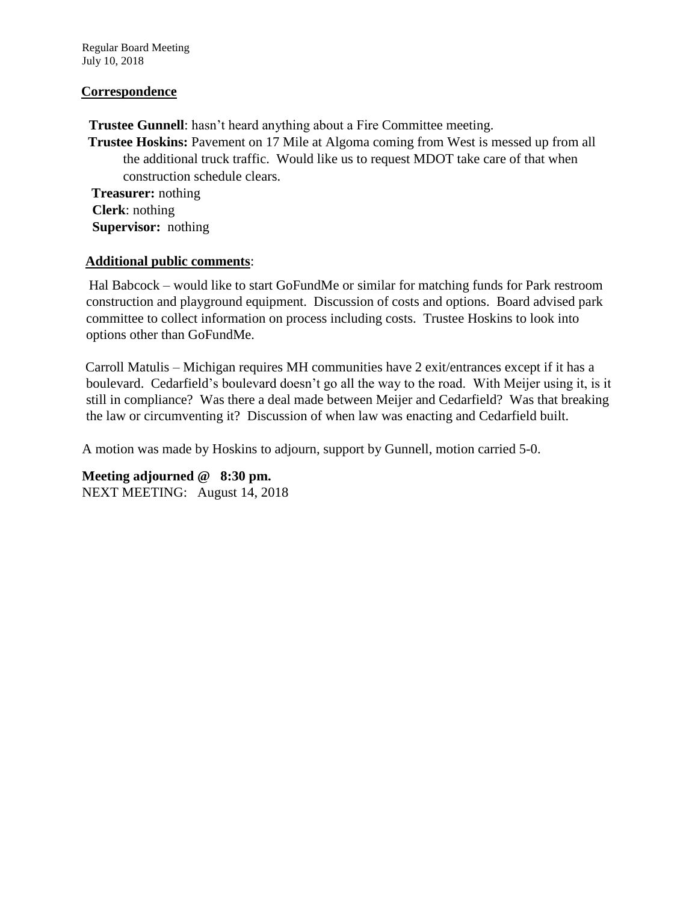## Correspondence

**Trustee Gunnell**: hasn't heard anything about a Fire Committee meeting.

**Trustee Hoskins:** Pavement on 17 Mile at Algoma coming from West is messed up from all the additional truck traffic. Would like us to request MDOT take care of that when construction schedule clears.

**Treasurer:** nothing

**Clerk**: nothing

**Supervisor:** nothing

## Additional public comments:

Hal Babcock – would like to start GoFundMe or similar for matching funds for Park restroom construction and playground equipment. Discussion of costs and options. Board advised park committee to collect information on process including costs. Trustee Hoskins to look into options other than GoFundMe.

Carroll Matulis – Michigan requires MH communities have 2 exit/entrances except if it has a boulevard. Cedarfield's boulevard doesn't go all the way to the road. With Meijer using it, is it still in compliance? Was there a deal made between Meijer and Cedarfield? Was that breaking the law or circumventing it? Discussion of when law was enacting and Cedarfield built.

A motion was made by Hoskins to adjourn, support by Gunnell, motion carried 5-0.

**Meeting adjourned @ 8:30 pm.**

NEXT MEETING: August 14, 2018